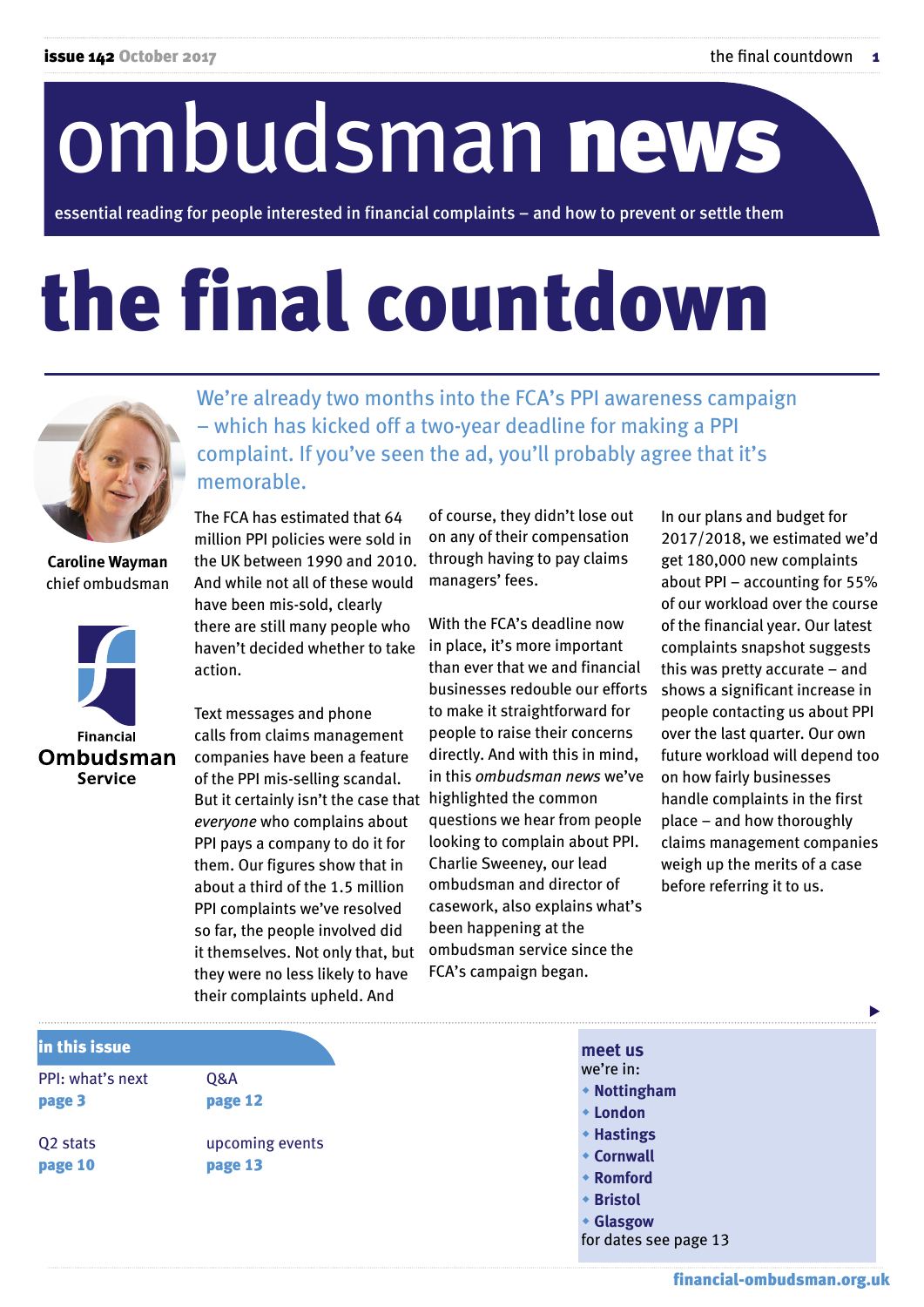# ombudsman news

essential reading for people interested in financial complaints – and how to prevent or settle them

# the final countdown

We're already two months into the FCA's PPI awareness campaign – which has kicked off a two-year deadline for making a PPI complaint. If you've seen the ad, you'll probably agree that it's memorable.

**Caroline Wayman**
chief ombudsman

Financial **Ombudsman** Service

The FCA has estimated that 64 million PPI policies were sold in the UK between 1990 and 2010. And while not all of these would have been mis-sold, clearly there are still many people who haven't decided whether to take action.

Text messages and phone calls from claims management companies have been a feature of the PPI mis-selling scandal. But it certainly isn't the case that *everyone* who complains about PPI pays a company to do it for them. Our figures show that in about a third of the 1.5 million PPI complaints we've resolved so far, the people involved did it themselves. Not only that, but they were no less likely to have their complaints upheld. And of course, they didn't lose out on any of their compensation through having to pay claims managers' fees.

With the FCA's deadline now in place, it's more important than ever that we and financial businesses redouble our efforts to make it straightforward for people to raise their concerns directly. And with this in mind, in this *ombudsman news* we've highlighted the common questions we hear from people looking to complain about PPI. Charlie Sweeney, our lead ombudsman and director of casework, also explains what's been happening at the ombudsman service since the FCA's campaign began.

In our plans and budget for 2017/2018, we estimated we'd get 180,000 new complaints about PPI – accounting for 55% of our workload over the course of the financial year. Our latest complaints snapshot suggests this was pretty accurate – and shows a significant increase in people contacting us about PPI over the last quarter. Our own future workload will depend too on how fairly businesses handle complaints in the first place – and how thoroughly claims management companies weigh up the merits of a case before referring it to us.

## in this issue

PPI: what's next
**page 3**

Q2 stats
**page 10**

Q&A
**page 12**

upcoming events
**page 13**

## meet us

we're in:

- **Nottingham**
- **London**
- **Hastings**
- **Cornwall**
- **Romford**
- **Bristol**
- **Glasgow**

for dates see page 13

**financial-ombudsman.org.uk**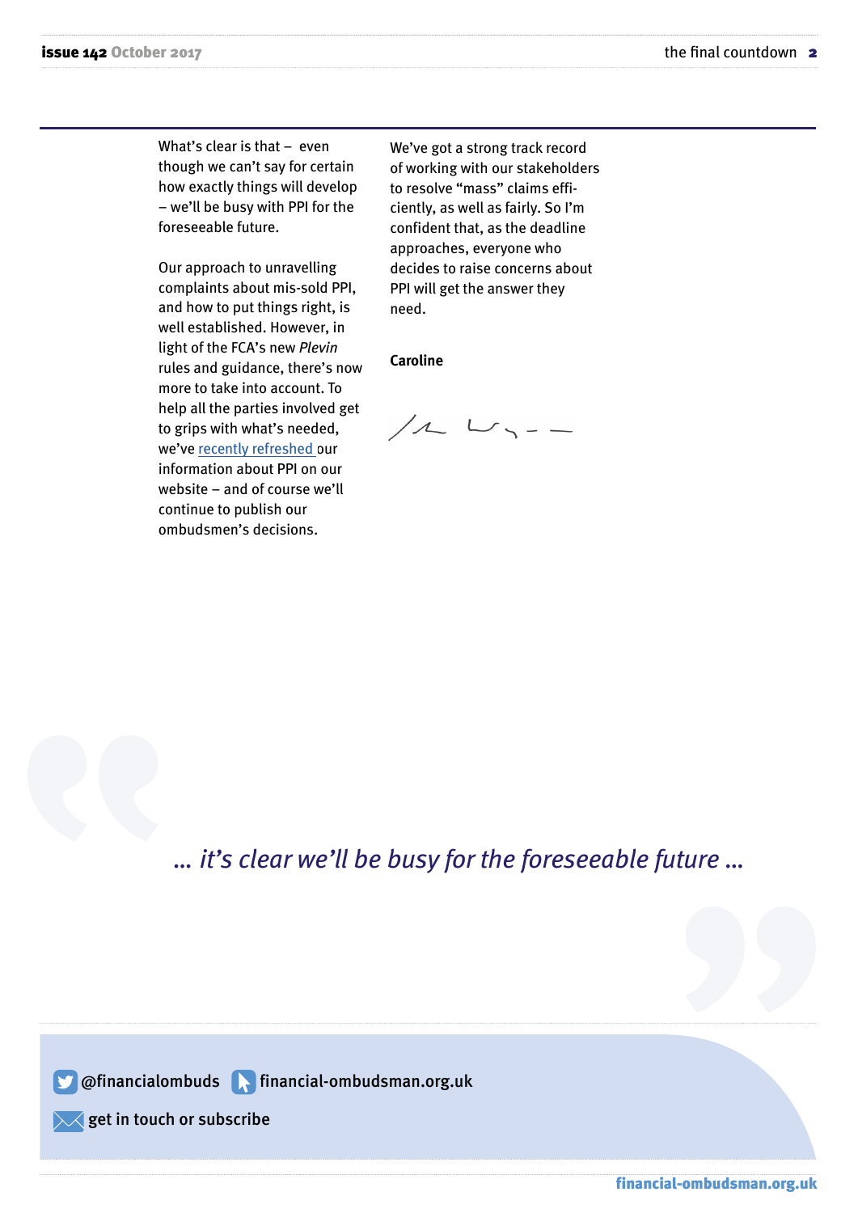What's clear is that – even though we can't say for certain how exactly things will develop – we'll be busy with PPI for the foreseeable future.

Our approach to unravelling complaints about mis-sold PPI, and how to put things right, is well established. However, in light of the FCA's new *Plevin* rules and guidance, there's now more to take into account. To help all the parties involved get to grips with what's needed, we've recently refreshed our information about PPI on our website – and of course we'll continue to publish our ombudsmen's decisions.

We've got a strong track record of working with our stakeholders to resolve "mass" claims efficiently, as well as fairly. So I'm confident that, as the deadline approaches, everyone who decides to raise concerns about PPI will get the answer they need.

**Caroline**

*... it's clear we'll be busy for the foreseeable future ...*

@financialombuds financial-ombudsman.org.uk

get in touch or subscribe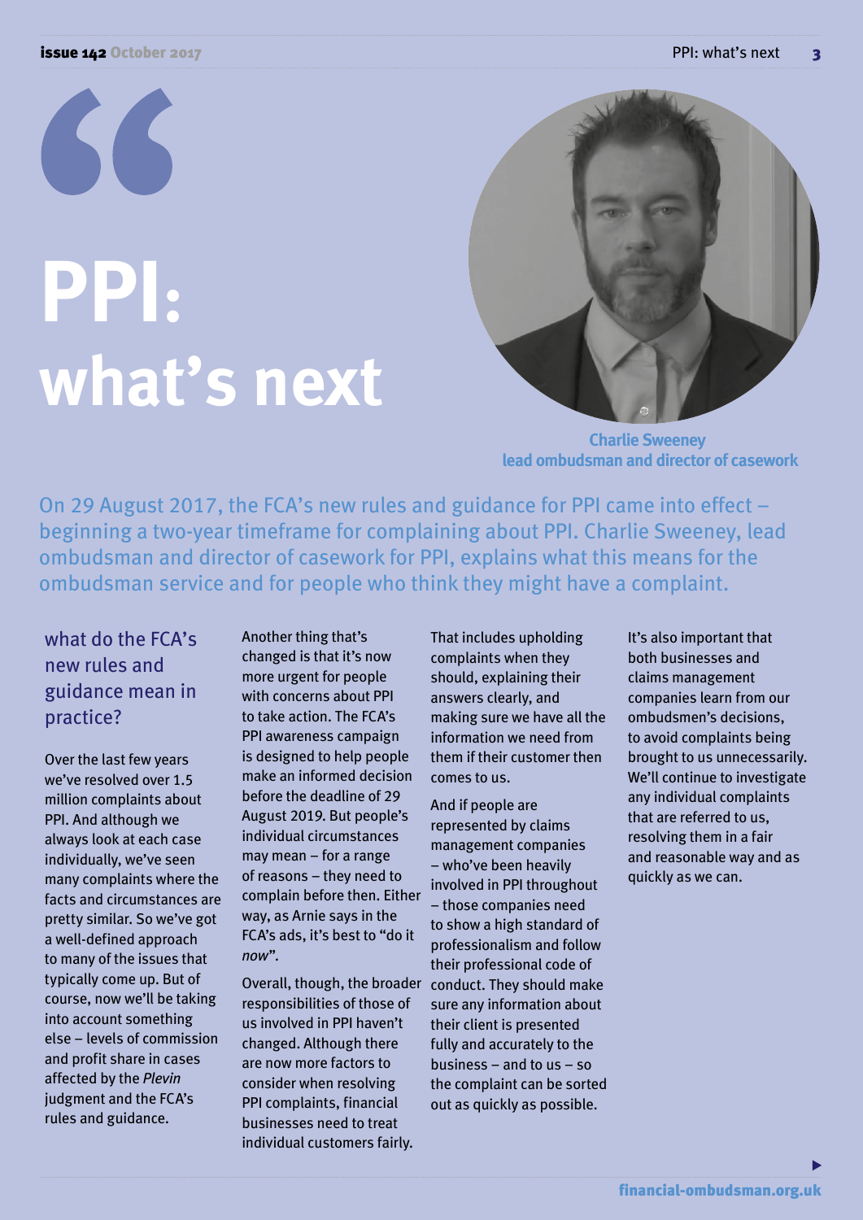# PPI: what's next

**Charlie Sweeney**
**lead ombudsman and director of casework**

On 29 August 2017, the FCA's new rules and guidance for PPI came into effect – beginning a two-year timeframe for complaining about PPI. Charlie Sweeney, lead ombudsman and director of casework for PPI, explains what this means for the ombudsman service and for people who think they might have a complaint.

## what do the FCA's new rules and guidance mean in practice?

Over the last few years we've resolved over 1.5 million complaints about PPI. And although we always look at each case individually, we've seen many complaints where the facts and circumstances are pretty similar. So we've got a well-defined approach to many of the issues that typically come up. But of course, now we'll be taking into account something else – levels of commission and profit share in cases affected by the *Plevin* judgment and the FCA's rules and guidance.

Another thing that's changed is that it's now more urgent for people with concerns about PPI to take action. The FCA's PPI awareness campaign is designed to help people make an informed decision before the deadline of 29 August 2019. But people's individual circumstances may mean – for a range of reasons – they need to complain before then. Either way, as Arnie says in the FCA's ads, it's best to "do it *now*".

Overall, though, the broader responsibilities of those of us involved in PPI haven't changed. Although there are now more factors to consider when resolving PPI complaints, financial businesses need to treat individual customers fairly. That includes upholding complaints when they should, explaining their answers clearly, and making sure we have all the information we need from them if their customer then comes to us.

And if people are represented by claims management companies – who've been heavily involved in PPI throughout – those companies need to show a high standard of professionalism and follow their professional code of conduct. They should make sure any information about their client is presented fully and accurately to the business – and to us – so the complaint can be sorted out as quickly as possible.

It's also important that both businesses and claims management companies learn from our ombudsmen's decisions, to avoid complaints being brought to us unnecessarily. We'll continue to investigate any individual complaints that are referred to us, resolving them in a fair and reasonable way and as quickly as we can.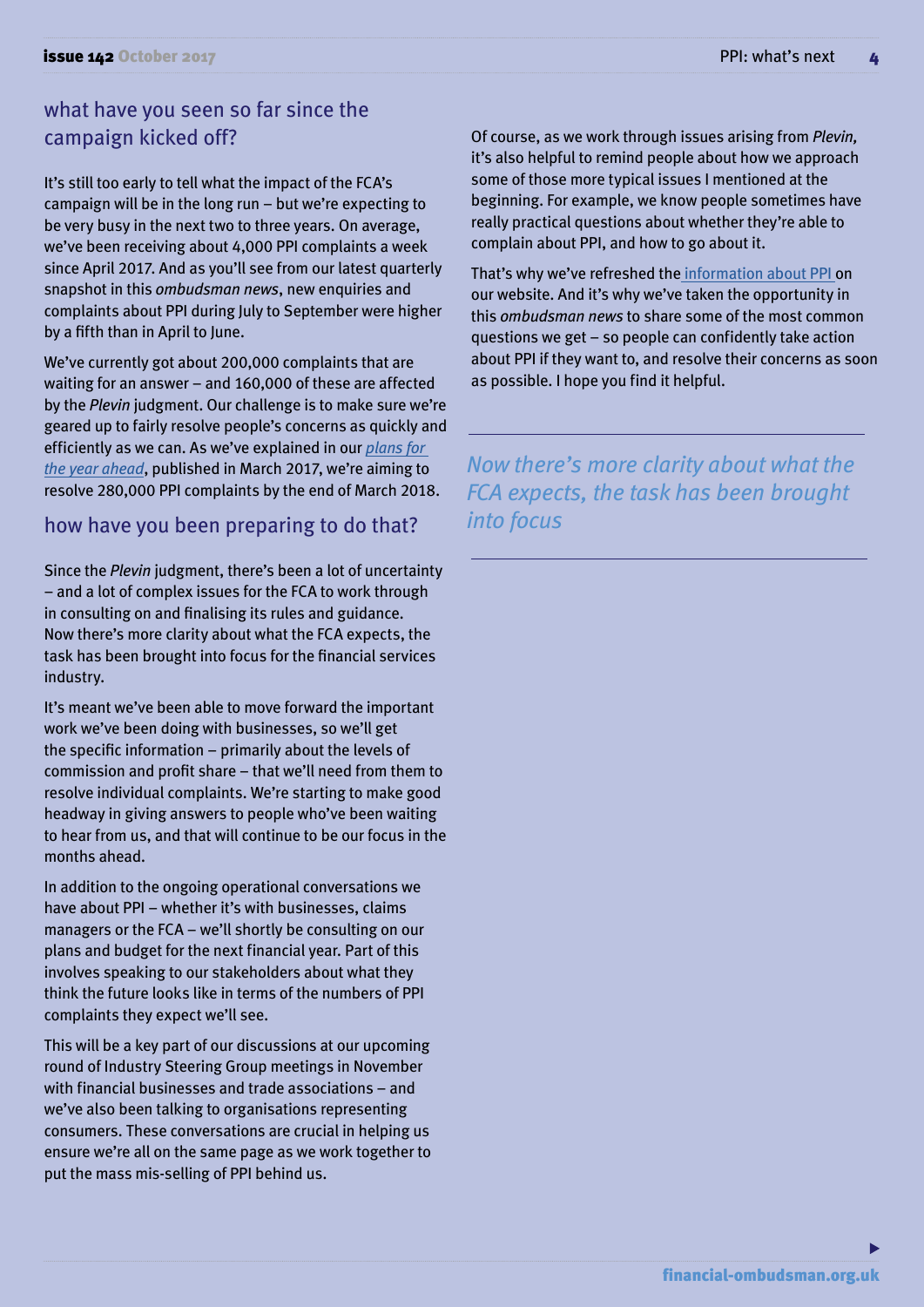## what have you seen so far since the campaign kicked off?

It's still too early to tell what the impact of the FCA's campaign will be in the long run – but we're expecting to be very busy in the next two to three years. On average, we've been receiving about 4,000 PPI complaints a week since April 2017. And as you'll see from our latest quarterly snapshot in this *ombudsman news*, new enquiries and complaints about PPI during July to September were higher by a fifth than in April to June.

We've currently got about 200,000 complaints that are waiting for an answer – and 160,000 of these are affected by the *Plevin* judgment. Our challenge is to make sure we're geared up to fairly resolve people's concerns as quickly and efficiently as we can. As we've explained in our *plans for the year ahead*, published in March 2017, we're aiming to resolve 280,000 PPI complaints by the end of March 2018.

## how have you been preparing to do that?

Since the *Plevin* judgment, there's been a lot of uncertainty – and a lot of complex issues for the FCA to work through in consulting on and finalising its rules and guidance. Now there's more clarity about what the FCA expects, the task has been brought into focus for the financial services industry.

It's meant we've been able to move forward the important work we've been doing with businesses, so we'll get the specific information – primarily about the levels of commission and profit share – that we'll need from them to resolve individual complaints. We're starting to make good headway in giving answers to people who've been waiting to hear from us, and that will continue to be our focus in the months ahead.

In addition to the ongoing operational conversations we have about PPI – whether it's with businesses, claims managers or the FCA – we'll shortly be consulting on our plans and budget for the next financial year. Part of this involves speaking to our stakeholders about what they think the future looks like in terms of the numbers of PPI complaints they expect we'll see.

This will be a key part of our discussions at our upcoming round of Industry Steering Group meetings in November with financial businesses and trade associations – and we've also been talking to organisations representing consumers. These conversations are crucial in helping us ensure we're all on the same page as we work together to put the mass mis-selling of PPI behind us.

Of course, as we work through issues arising from *Plevin,* it's also helpful to remind people about how we approach some of those more typical issues I mentioned at the beginning. For example, we know people sometimes have really practical questions about whether they're able to complain about PPI, and how to go about it.

That's why we've refreshed the information about PPI on our website. And it's why we've taken the opportunity in this *ombudsman news* to share some of the most common questions we get – so people can confidently take action about PPI if they want to, and resolve their concerns as soon as possible. I hope you find it helpful.

*Now there's more clarity about what the FCA expects, the task has been brought into focus*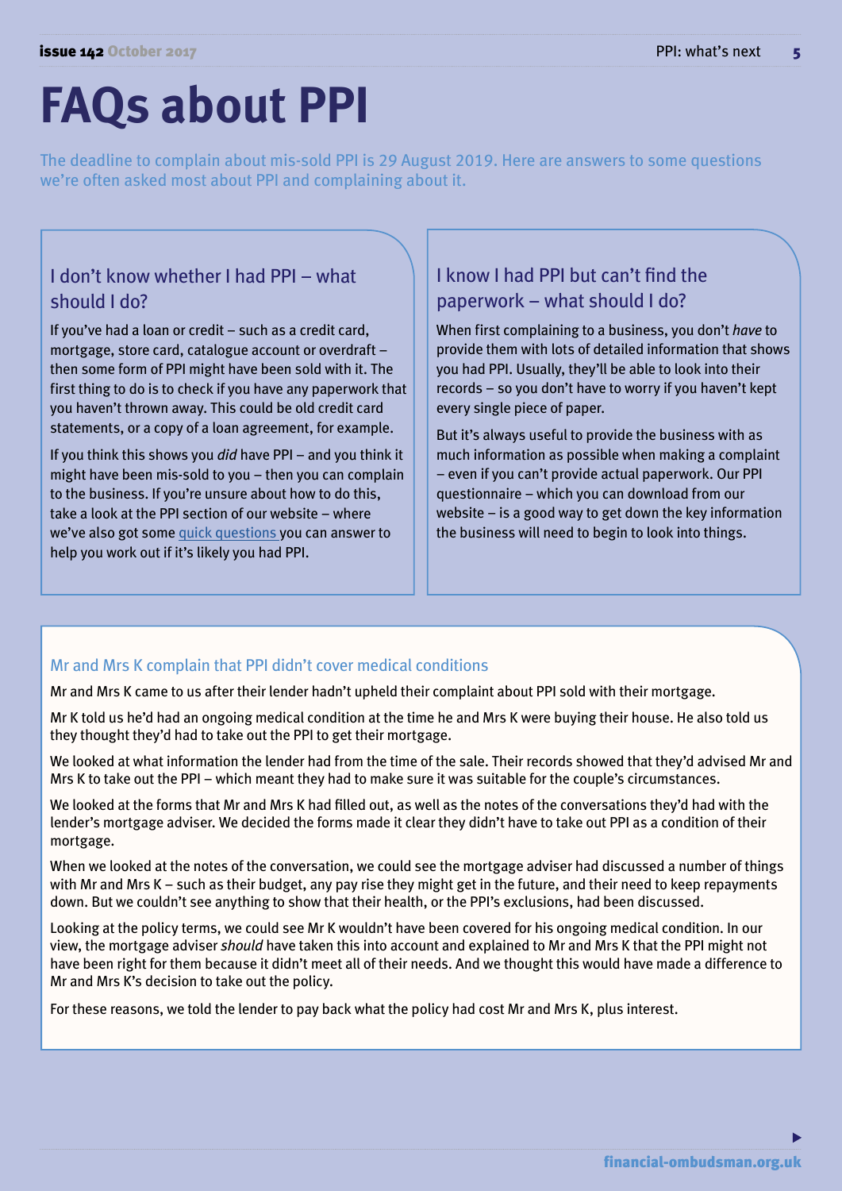# FAQs about PPI

The deadline to complain about mis-sold PPI is 29 August 2019. Here are answers to some questions we're often asked most about PPI and complaining about it.

## I don't know whether I had PPI – what should I do?

If you've had a loan or credit – such as a credit card, mortgage, store card, catalogue account or overdraft – then some form of PPI might have been sold with it. The first thing to do is to check if you have any paperwork that you haven't thrown away. This could be old credit card statements, or a copy of a loan agreement, for example.

If you think this shows you *did* have PPI – and you think it might have been mis-sold to you – then you can complain to the business. If you're unsure about how to do this, take a look at the PPI section of our website – where we've also got some quick questions you can answer to help you work out if it's likely you had PPI.

## I know I had PPI but can't find the paperwork – what should I do?

When first complaining to a business, you don't *have* to provide them with lots of detailed information that shows you had PPI. Usually, they'll be able to look into their records – so you don't have to worry if you haven't kept every single piece of paper.

But it's always useful to provide the business with as much information as possible when making a complaint – even if you can't provide actual paperwork. Our PPI questionnaire – which you can download from our website – is a good way to get down the key information the business will need to begin to look into things.

## Mr and Mrs K complain that PPI didn't cover medical conditions

Mr and Mrs K came to us after their lender hadn't upheld their complaint about PPI sold with their mortgage.

Mr K told us he'd had an ongoing medical condition at the time he and Mrs K were buying their house. He also told us they thought they'd had to take out the PPI to get their mortgage.

We looked at what information the lender had from the time of the sale. Their records showed that they'd advised Mr and Mrs K to take out the PPI – which meant they had to make sure it was suitable for the couple's circumstances.

We looked at the forms that Mr and Mrs K had filled out, as well as the notes of the conversations they'd had with the lender's mortgage adviser. We decided the forms made it clear they didn't have to take out PPI as a condition of their mortgage.

When we looked at the notes of the conversation, we could see the mortgage adviser had discussed a number of things with Mr and Mrs K – such as their budget, any pay rise they might get in the future, and their need to keep repayments down. But we couldn't see anything to show that their health, or the PPI's exclusions, had been discussed.

Looking at the policy terms, we could see Mr K wouldn't have been covered for his ongoing medical condition. In our view, the mortgage adviser *should* have taken this into account and explained to Mr and Mrs K that the PPI might not have been right for them because it didn't meet all of their needs. And we thought this would have made a difference to Mr and Mrs K's decision to take out the policy.

For these reasons, we told the lender to pay back what the policy had cost Mr and Mrs K, plus interest.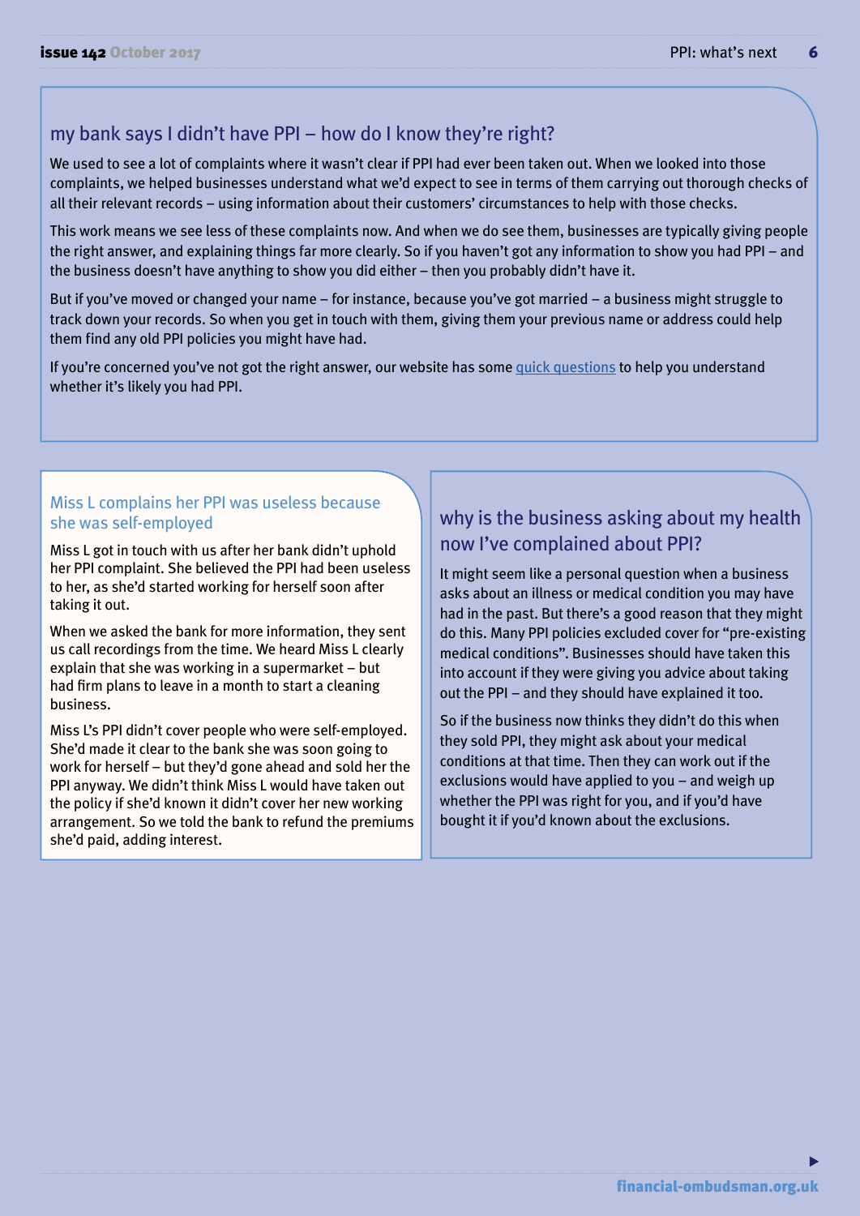## my bank says I didn't have PPI – how do I know they're right?

We used to see a lot of complaints where it wasn't clear if PPI had ever been taken out. When we looked into those complaints, we helped businesses understand what we'd expect to see in terms of them carrying out thorough checks of all their relevant records – using information about their customers' circumstances to help with those checks.

This work means we see less of these complaints now. And when we do see them, businesses are typically giving people the right answer, and explaining things far more clearly. So if you haven't got any information to show you had PPI – and the business doesn't have anything to show you did either – then you probably didn't have it.

But if you've moved or changed your name – for instance, because you've got married – a business might struggle to track down your records. So when you get in touch with them, giving them your previous name or address could help them find any old PPI policies you might have had.

If you're concerned you've not got the right answer, our website has some quick questions to help you understand whether it's likely you had PPI.

## Miss L complains her PPI was useless because she was self-employed

Miss L got in touch with us after her bank didn't uphold her PPI complaint. She believed the PPI had been useless to her, as she'd started working for herself soon after taking it out.

When we asked the bank for more information, they sent us call recordings from the time. We heard Miss L clearly explain that she was working in a supermarket – but had firm plans to leave in a month to start a cleaning business.

Miss L's PPI didn't cover people who were self-employed. She'd made it clear to the bank she was soon going to work for herself – but they'd gone ahead and sold her the PPI anyway. We didn't think Miss L would have taken out the policy if she'd known it didn't cover her new working arrangement. So we told the bank to refund the premiums she'd paid, adding interest.

## why is the business asking about my health now I've complained about PPI?

It might seem like a personal question when a business asks about an illness or medical condition you may have had in the past. But there's a good reason that they might do this. Many PPI policies excluded cover for "pre-existing medical conditions". Businesses should have taken this into account if they were giving you advice about taking out the PPI – and they should have explained it too.

So if the business now thinks they didn't do this when they sold PPI, they might ask about your medical conditions at that time. Then they can work out if the exclusions would have applied to you – and weigh up whether the PPI was right for you, and if you'd have bought it if you'd known about the exclusions.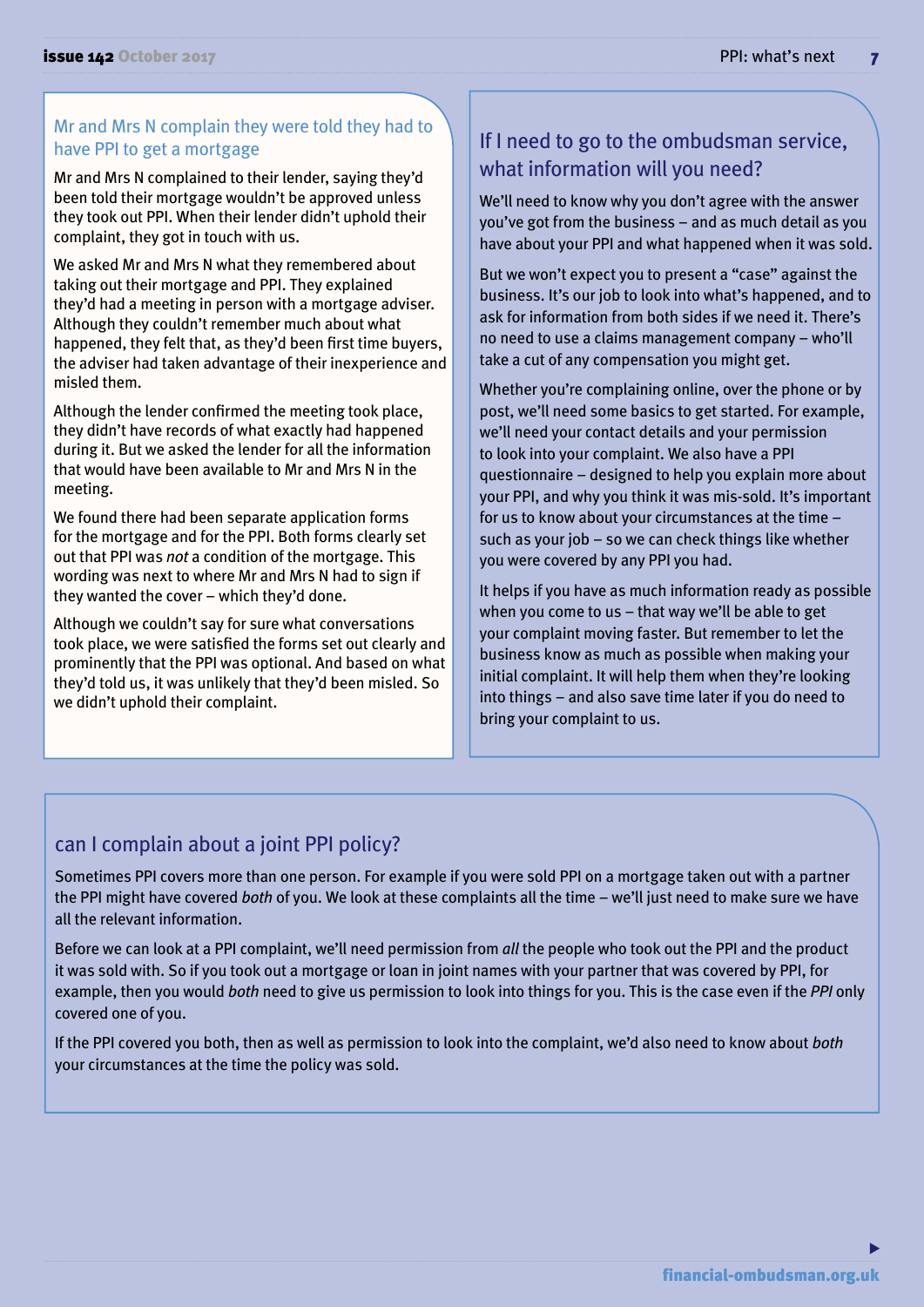## Mr and Mrs N complain they were told they had to have PPI to get a mortgage

Mr and Mrs N complained to their lender, saying they'd been told their mortgage wouldn't be approved unless they took out PPI. When their lender didn't uphold their complaint, they got in touch with us.

We asked Mr and Mrs N what they remembered about taking out their mortgage and PPI. They explained they'd had a meeting in person with a mortgage adviser. Although they couldn't remember much about what happened, they felt that, as they'd been first time buyers, the adviser had taken advantage of their inexperience and misled them.

Although the lender confirmed the meeting took place, they didn't have records of what exactly had happened during it. But we asked the lender for all the information that would have been available to Mr and Mrs N in the meeting.

We found there had been separate application forms for the mortgage and for the PPI. Both forms clearly set out that PPI was *not* a condition of the mortgage. This wording was next to where Mr and Mrs N had to sign if they wanted the cover – which they'd done.

Although we couldn't say for sure what conversations took place, we were satisfied the forms set out clearly and prominently that the PPI was optional. And based on what they'd told us, it was unlikely that they'd been misled. So we didn't uphold their complaint.

## If I need to go to the ombudsman service, what information will you need?

We'll need to know why you don't agree with the answer you've got from the business – and as much detail as you have about your PPI and what happened when it was sold.

But we won't expect you to present a "case" against the business. It's our job to look into what's happened, and to ask for information from both sides if we need it. There's no need to use a claims management company – who'll take a cut of any compensation you might get.

Whether you're complaining online, over the phone or by post, we'll need some basics to get started. For example, we'll need your contact details and your permission to look into your complaint. We also have a PPI questionnaire – designed to help you explain more about your PPI, and why you think it was mis-sold. It's important for us to know about your circumstances at the time – such as your job – so we can check things like whether you were covered by any PPI you had.

It helps if you have as much information ready as possible when you come to us – that way we'll be able to get your complaint moving faster. But remember to let the business know as much as possible when making your initial complaint. It will help them when they're looking into things – and also save time later if you do need to bring your complaint to us.

## can I complain about a joint PPI policy?

Sometimes PPI covers more than one person. For example if you were sold PPI on a mortgage taken out with a partner the PPI might have covered *both* of you. We look at these complaints all the time – we'll just need to make sure we have all the relevant information.

Before we can look at a PPI complaint, we'll need permission from *all* the people who took out the PPI and the product it was sold with. So if you took out a mortgage or loan in joint names with your partner that was covered by PPI, for example, then you would *both* need to give us permission to look into things for you. This is the case even if the *PPI* only covered one of you.

If the PPI covered you both, then as well as permission to look into the complaint, we'd also need to know about *both* your circumstances at the time the policy was sold.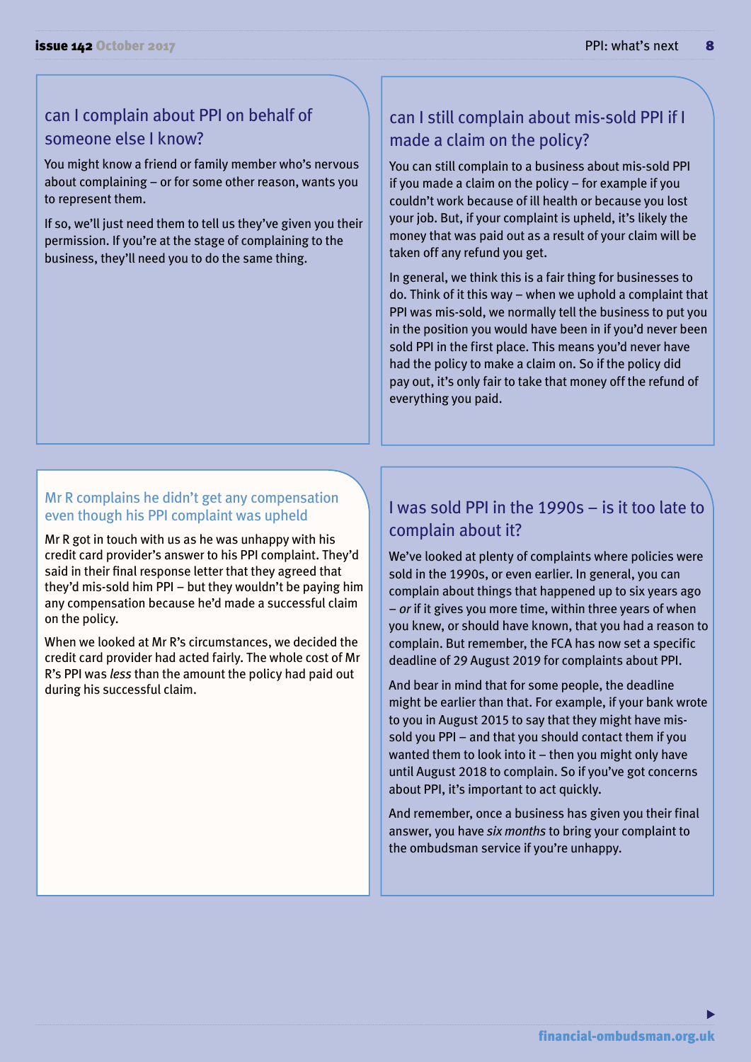## can I complain about PPI on behalf of someone else I know?

You might know a friend or family member who's nervous about complaining – or for some other reason, wants you to represent them.

If so, we'll just need them to tell us they've given you their permission. If you're at the stage of complaining to the business, they'll need you to do the same thing.

## can I still complain about mis-sold PPI if I made a claim on the policy?

You can still complain to a business about mis-sold PPI if you made a claim on the policy – for example if you couldn't work because of ill health or because you lost your job. But, if your complaint is upheld, it's likely the money that was paid out as a result of your claim will be taken off any refund you get.

In general, we think this is a fair thing for businesses to do. Think of it this way – when we uphold a complaint that PPI was mis-sold, we normally tell the business to put you in the position you would have been in if you'd never been sold PPI in the first place. This means you'd never have had the policy to make a claim on. So if the policy did pay out, it's only fair to take that money off the refund of everything you paid.

### Mr R complains he didn't get any compensation even though his PPI complaint was upheld

Mr R got in touch with us as he was unhappy with his credit card provider's answer to his PPI complaint. They'd said in their final response letter that they agreed that they'd mis-sold him PPI – but they wouldn't be paying him any compensation because he'd made a successful claim on the policy.

When we looked at Mr R's circumstances, we decided the credit card provider had acted fairly. The whole cost of Mr R's PPI was *less* than the amount the policy had paid out during his successful claim.

## I was sold PPI in the 1990s – is it too late to complain about it?

We've looked at plenty of complaints where policies were sold in the 1990s, or even earlier. In general, you can complain about things that happened up to six years ago – *or* if it gives you more time, within three years of when you knew, or should have known, that you had a reason to complain. But remember, the FCA has now set a specific deadline of 29 August 2019 for complaints about PPI.

And bear in mind that for some people, the deadline might be earlier than that. For example, if your bank wrote to you in August 2015 to say that they might have mis-sold you PPI – and that you should contact them if you wanted them to look into it – then you might only have until August 2018 to complain. So if you've got concerns about PPI, it's important to act quickly.

And remember, once a business has given you their final answer, you have *six months* to bring your complaint to the ombudsman service if you're unhappy.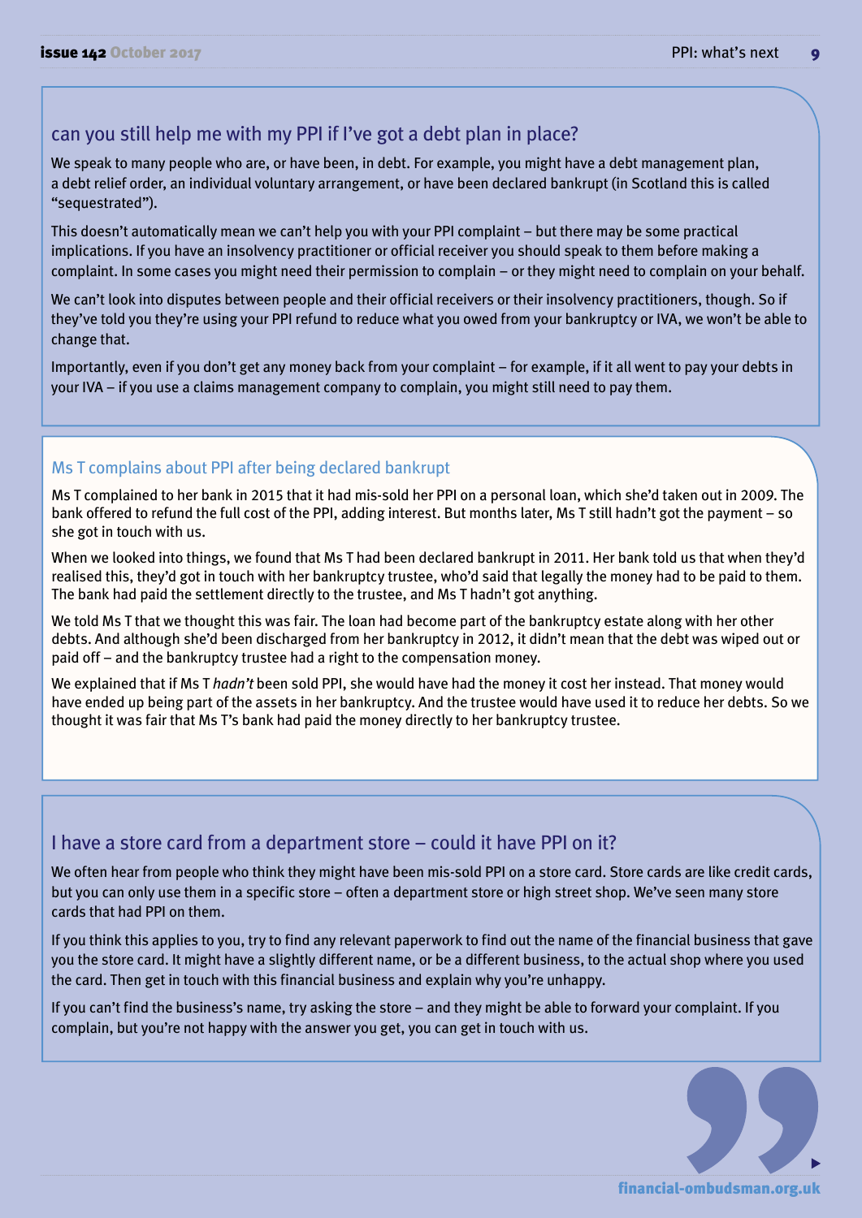## can you still help me with my PPI if I've got a debt plan in place?

We speak to many people who are, or have been, in debt. For example, you might have a debt management plan, a debt relief order, an individual voluntary arrangement, or have been declared bankrupt (in Scotland this is called "sequestrated").

This doesn't automatically mean we can't help you with your PPI complaint – but there may be some practical implications. If you have an insolvency practitioner or official receiver you should speak to them before making a complaint. In some cases you might need their permission to complain – or they might need to complain on your behalf.

We can't look into disputes between people and their official receivers or their insolvency practitioners, though. So if they've told you they're using your PPI refund to reduce what you owed from your bankruptcy or IVA, we won't be able to change that.

Importantly, even if you don't get any money back from your complaint – for example, if it all went to pay your debts in your IVA – if you use a claims management company to complain, you might still need to pay them.

### Ms T complains about PPI after being declared bankrupt

Ms T complained to her bank in 2015 that it had mis-sold her PPI on a personal loan, which she'd taken out in 2009. The bank offered to refund the full cost of the PPI, adding interest. But months later, Ms T still hadn't got the payment – so she got in touch with us.

When we looked into things, we found that Ms T had been declared bankrupt in 2011. Her bank told us that when they'd realised this, they'd got in touch with her bankruptcy trustee, who'd said that legally the money had to be paid to them. The bank had paid the settlement directly to the trustee, and Ms T hadn't got anything.

We told Ms T that we thought this was fair. The loan had become part of the bankruptcy estate along with her other debts. And although she'd been discharged from her bankruptcy in 2012, it didn't mean that the debt was wiped out or paid off – and the bankruptcy trustee had a right to the compensation money.

We explained that if Ms T *hadn't* been sold PPI, she would have had the money it cost her instead. That money would have ended up being part of the assets in her bankruptcy. And the trustee would have used it to reduce her debts. So we thought it was fair that Ms T's bank had paid the money directly to her bankruptcy trustee.

## I have a store card from a department store – could it have PPI on it?

We often hear from people who think they might have been mis-sold PPI on a store card. Store cards are like credit cards, but you can only use them in a specific store – often a department store or high street shop. We've seen many store cards that had PPI on them.

If you think this applies to you, try to find any relevant paperwork to find out the name of the financial business that gave you the store card. It might have a slightly different name, or be a different business, to the actual shop where you used the card. Then get in touch with this financial business and explain why you're unhappy.

If you can't find the business's name, try asking the store – and they might be able to forward your complaint. If you complain, but you're not happy with the answer you get, you can get in touch with us.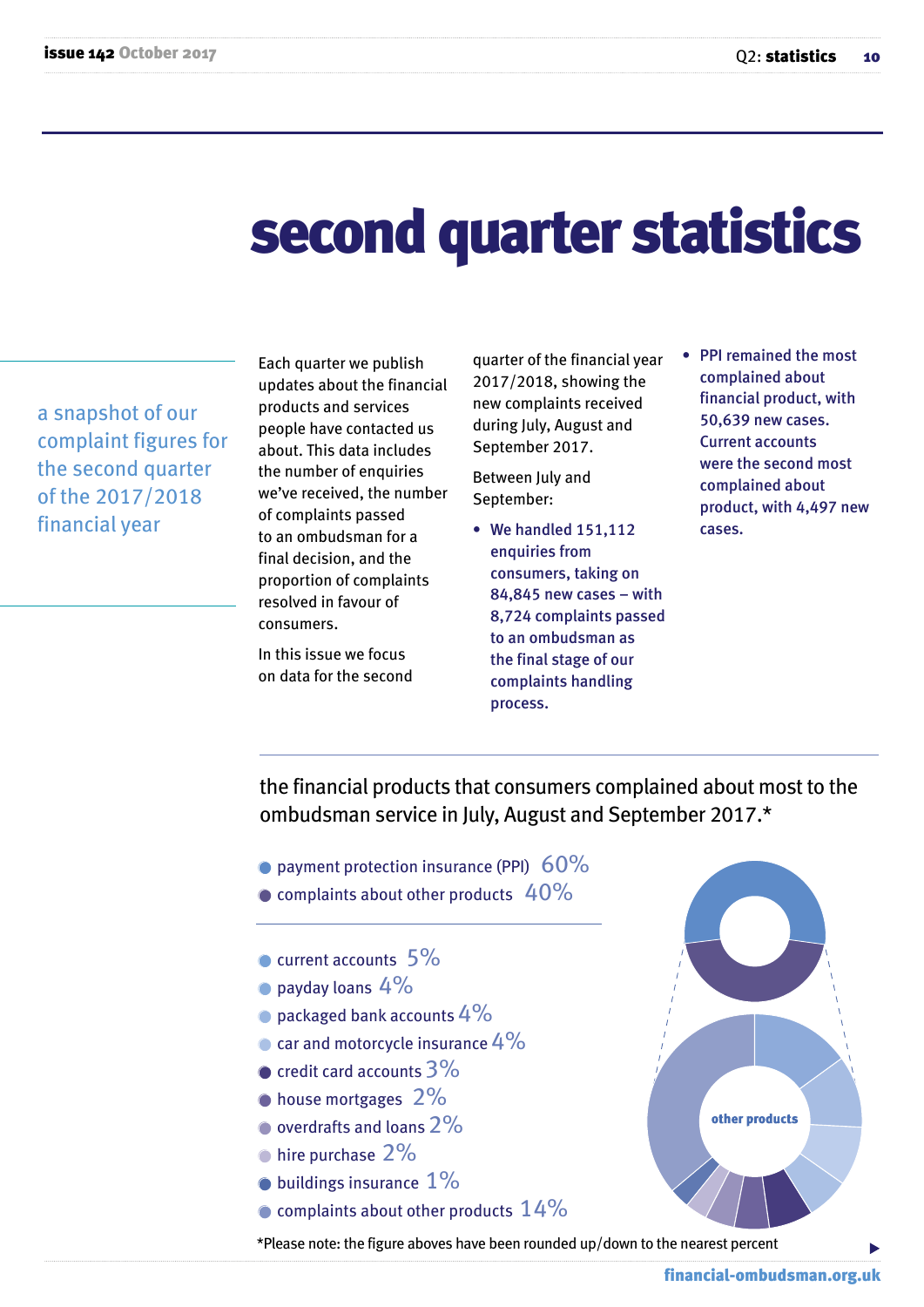# second quarter statistics

a snapshot of our complaint figures for the second quarter of the 2017/2018 financial year

Each quarter we publish updates about the financial products and services people have contacted us about. This data includes the number of enquiries we've received, the number of complaints passed to an ombudsman for a final decision, and the proportion of complaints resolved in favour of consumers.

In this issue we focus on data for the second quarter of the financial year 2017/2018, showing the new complaints received during July, August and September 2017.

Between July and September:

- **We handled 151,112 enquiries from consumers, taking on 84,845 new cases – with 8,724 complaints passed to an ombudsman as the final stage of our complaints handling process.**
- **PPI remained the most complained about financial product, with 50,639 new cases. Current accounts were the second most complained about product, with 4,497 new cases.**

## the financial products that consumers complained about most to the ombudsman service in July, August and September 2017.*

- payment protection insurance (PPI) 60%
- complaints about other products 40%

---

- current accounts 5%
- payday loans 4%
- packaged bank accounts 4%
- car and motorcycle insurance 4%
- credit card accounts 3%
- house mortgages 2%
- overdrafts and loans 2%
- hire purchase 2%
- buildings insurance 1%
- complaints about other products 14%

other products

*Please note: the figure aboves have been rounded up/down to the nearest percent

financial-ombudsman.org.uk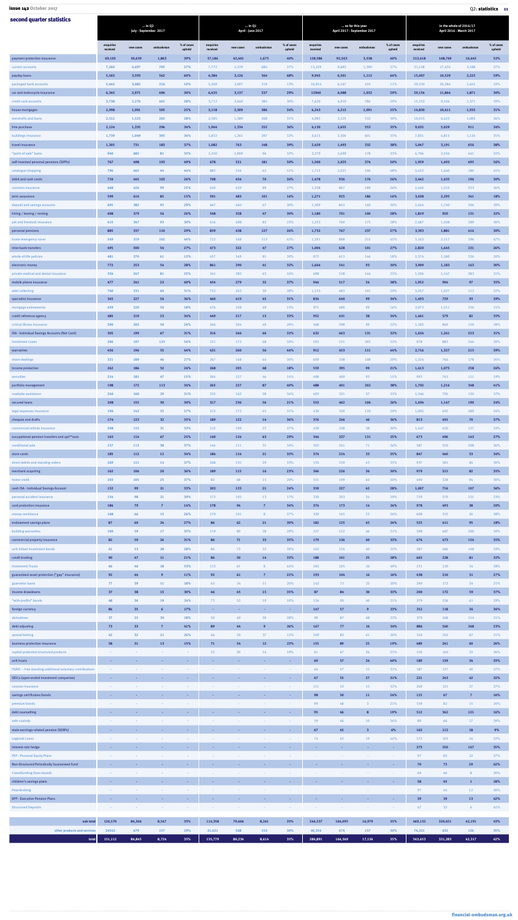## second quarter statistics

| | ... in Q2 July - September 2017 | | | | ... in Q1 April - June 2017 | | | | ... so far this year April 2017 - September 2017 | | | | in the whole of 2016/17 April 2016 - March 2017 | | | |
|---|---|---|---|---|---|---|---|---|---|---|---|---|---|---|---|---|
| | enquiries received | new cases | ombudsman | % of cases upheld | enquiries received | new cases | ombudsman | % of cases upheld | enquiries received | new cases | ombudsman | % of cases upheld | enquiries received | new cases | ombudsman | % of cases upheld |
| payment protection insurance | 69,103 | 50,639 | 1,863 | 39% | 57,186 | 42,401 | 1,675 | 40% | 128,586 | 92,563 | 3,538 | 40% | 213,618 | 168,769 | 16,443 | 52% |
| current accounts | 7,260 | 4,697 | 705 | 27% | 7,772 | 5,229 | 686 | 27% | 15,229 | 9,683 | 1,390 | 27% | 31,128 | 17,434 | 3,188 | 27% |
| payday loans | 5,565 | 3,593 | 562 | 60% | 4,386 | 3,126 | 566 | 68% | 9,945 | 6,501 | 1,112 | 64% | 15,007 | 10,529 | 2,225 | 59% |
| packaged bank accounts | 5,662 | 3,082 | 216 | 18% | 5,269 | 3,097 | 219 | 13% | 10,916 | 6,167 | 435 | 11% | 29,338 | 20,284 | 1,665 | 19% |
| car and motorcycle insurance | 6,365 | 2,971 | 496 | 30% | 6,435 | 3,137 | 537 | 29% | 12960 | 6,088 | 1,032 | 29% | 29,156 | 11,864 | 1,871 | 30% |
| credit card accounts | 3,738 | 2,276 | 401 | 28% | 3,712 | 2,660 | 386 | 30% | 7,620 | 4,939 | 786 | 29% | 15,253 | 9,104 | 1,371 | 29% |
| house mortgages | 2,998 | 1,901 | 505 | 25% | 3,118 | 2,309 | 586 | 24% | 6,243 | 4,212 | 1,091 | 25% | 14,830 | 10,411 | 1,935 | 31% |
| overdrafts and loans | 2,512 | 1,523 | 265 | 28% | 2,385 | 1,589 | 268 | 31% | 4,985 | 3,125 | 532 | 30% | 10,015 | 6,625 | 1,085 | 26% |
| hire purchase | 2,124 | 1,335 | 296 | 34% | 1,964 | 1,334 | 255 | 36% | 4,130 | 2,655 | 553 | 35% | 9,035 | 5,029 | 911 | 34% |
| buildings insurance | 1,739 | 1,049 | 305 | 34% | 1,852 | 1,261 | 297 | 32% | 3,615 | 2,306 | 601 | 33% | 7,831 | 4,815 | 1,134 | 35% |
| travel insurance | 1,305 | 731 | 183 | 37% | 1,082 | 763 | 168 | 39% | 2,429 | 1,493 | 332 | 38% | 5,067 | 3,191 | 656 | 38% |
| "point of sale" loans | 940 | 682 | 81 | 35% | 1,250 | 1,009 | 96 | 32% | 2,279 | 1,699 | 178 | 33% | 6,706 | 2,556 | 661 | 32% |
| self-invested personal pensions (SIPPs) | 767 | 498 | 193 | 49% | 678 | 521 | 181 | 50% | 1,500 | 1,025 | 374 | 50% | 1,959 | 1,493 | 495 | 56% |
| catalogue shopping | 796 | 465 | 44 | 44% | 882 | 556 | 62 | 51% | 1,715 | 1,021 | 106 | 48% | 5,432 | 1,640 | 180 | 45% |
| debit and cash cards | 710 | 445 | 103 | 26% | 708 | 456 | 70 | 26% | 1,478 | 936 | 176 | 26% | 2,462 | 1,435 | 196 | 30% |
| contents insurance | 668 | 426 | 99 | 25% | 650 | 439 | 89 | 27% | 1,338 | 867 | 189 | 26% | 2,660 | 1,555 | 353 | 26% |
| term assurance | 599 | 414 | 85 | 15% | 591 | 483 | 101 | 16% | 1,271 | 925 | 186 | 16% | 3,028 | 2,295 | 341 | 18% |
| deposit and savings accounts | 605 | 382 | 93 | 29% | 667 | 460 | 67 | 30% | 1,309 | 843 | 160 | 30% | 2,664 | 1,740 | 306 | 29% |
| hiring / leasing / renting | 608 | 379 | 56 | 26% | 548 | 328 | 47 | 30% | 1,180 | 701 | 100 | 28% | 1,819 | 920 | 131 | 32% |
| pet and livestock insurance | 615 | 367 | 93 | 30% | 616 | 408 | 82 | 25% | 1,253 | 760 | 175 | 28% | 2,487 | 1,508 | 289 | 30% |
| personal pensions | 885 | 337 | 110 | 29% | 839 | 438 | 127 | 26% | 1,732 | 767 | 237 | 27% | 3,393 | 1,881 | 616 | 30% |
| home emergency cover | 549 | 319 | 102 | 44% | 722 | 568 | 113 | 45% | 1,291 | 888 | 215 | 45% | 3,163 | 2,117 | 396 | 47% |
| inter-bank transfers | 495 | 300 | 54 | 27% | 473 | 322 | 47 | 27% | 1,004 | 628 | 101 | 27% | 2,820 | 1,645 | 231 | 26% |
| whole-of-life policies | 481 | 270 | 61 | 15% | 457 | 349 | 81 | 20% | 972 | 613 | 144 | 18% | 2,374 | 1,580 | 326 | 20% |
| electronic money | 772 | 253 | 54 | 28% | 861 | 290 | 41 | 32% | 1,664 | 541 | 93 | 30% | 3,909 | 1,183 | 163 | 30% |
| private medical and dental insurance | 336 | 247 | 81 | 25% | 341 | 282 | 63 | 24% | 698 | 528 | 144 | 25% | 1,596 | 1,167 | 283 | 31% |
| mobile phone insurance | 477 | 241 | 23 | 40% | 454 | 279 | 32 | 37% | 946 | 517 | 54 | 38% | 1,952 | 904 | 97 | 35% |
| debt collecting | 760 | 231 | 60 | 31% | 752 | 263 | 39 | 28% | 1,533 | 483 | 101 | 29% | 3,057 | 1,027 | 113 | 32% |
| specialist insurance | 365 | 227 | 56 | 36% | 460 | 419 | 45 | 31% | 836 | 640 | 99 | 34% | 1,693 | 729 | 93 | 39% |
| mortgage endowments | 459 | 220 | 50 | 18% | 476 | 258 | 49 | 13% | 971 | 480 | 99 | 16% | 2,973 | 1,511 | 236 | 15% |
| credit reference agency | 485 | 219 | 23 | 34% | 449 | 217 | 15 | 33% | 952 | 431 | 38 | 34% | 1,661 | 579 | 82 | 35% |
| critical illness insurance | 290 | 202 | 50 | 24% | 266 | 206 | 49 | 20% | 568 | 398 | 99 | 22% | 1,185 | 869 | 150 | 18% |
| ISA - Individual Savings Accounts (Not Cash) | 305 | 199 | 67 | 31% | 316 | 266 | 66 | 33% | 632 | 463 | 131 | 32% | 1,634 | 1,261 | 253 | 31% |
| instalment loans | 206 | 197 | 125 | 54% | 221 | 172 | 68 | 50% | 593 | 521 | 203 | 52% | 978 | 883 | 246 | 39% |
| warranties | 456 | 196 | 55 | 44% | 431 | 260 | 56 | 44% | 912 | 453 | 111 | 44% | 2,716 | 1,327 | 215 | 39% |
| share dealings | 321 | 189 | 46 | 27% | 267 | 168 | 64 | 30% | 609 | 358 | 108 | 29% | 1,324 | 766 | 178 | 36% |
| income protection | 262 | 186 | 52 | 24% | 268 | 205 | 48 | 18% | 559 | 395 | 99 | 21% | 1,413 | 1,075 | 258 | 26% |
| annuities | 214 | 181 | 47 | 15% | 264 | 227 | 46 | 14% | 498 | 409 | 93 | 15% | 993 | 743 | 111 | 19% |
| portfolio management | 198 | 172 | 113 | 34% | 265 | 227 | 87 | 40% | 488 | 401 | 202 | 38% | 1,702 | 1,216 | 348 | 41% |
| roadside assistance | 266 | 160 | 29 | 31% | 235 | 162 | 28 | 34% | 493 | 321 | 57 | 33% | 1,346 | 795 | 130 | 37% |
| secured loans | 208 | 155 | 50 | 30% | 317 | 236 | 56 | 21% | 553 | 402 | 106 | 26% | 1,696 | 1,147 | 190 | 24% |
| legal expenses insurance | 196 | 162 | 55 | 27% | 215 | 172 | 65 | 31% | 430 | 320 | 120 | 29% | 1,005 | 692 | 289 | 26% |
| cheques and drafts | 176 | 123 | 32 | 35% | 189 | 122 | 14 | 36% | 376 | 246 | 46 | 36% | 813 | 491 | 70 | 37% |
| commercial vehicle insurance | 208 | 115 | 31 | 33% | 212 | 109 | 27 | 27% | 439 | 228 | 58 | 30% | 1,447 | 620 | 137 | 32% |
| occupational pension transfers and opt*outs | 165 | 114 | 67 | 25% | 160 | 124 | 63 | 29% | 344 | 237 | 131 | 25% | 673 | 496 | 163 | 27% |
| conditional sale | 127 | 113 | 38 | 37% | 144 | 111 | 31 | 36% | 303 | 261 | 71 | 36% | 587 | 550 | 208 | 36% |
| store cards | 185 | 112 | 12 | 34% | 184 | 114 | 21 | 35% | 374 | 224 | 33 | 35% | 847 | 460 | 53 | 34% |
| direct debits and standing orders | 269 | 111 | 14 | 37% | 268 | 135 | 29 | 33% | 535 | 239 | 43 | 35% | 937 | 581 | 84 | 30% |
| merchant acquiring | 162 | 106 | 20 | 36% | 189 | 115 | 16 | 23% | 366 | 226 | 36 | 30% | 979 | 515 | 82 | 35% |
| home credit | 203 | 105 | 25 | 37% | 82 | 68 | 15 | 20% | 331 | 199 | 40 | 30% | 490 | 328 | 96 | 30% |
| cash ISA - Individual Savings Account | 152 | 99 | 21 | 33% | 203 | 133 | 21 | 24% | 359 | 227 | 42 | 28% | 1,007 | 716 | 107 | 36% |
| personal accident insurance | 156 | 98 | 21 | 39% | 173 | 105 | 13 | 17% | 330 | 203 | 34 | 29% | 729 | 579 | 131 | 23% |
| card protection insurance | 186 | 79 | 7 | 14% | 178 | 94 | 7 | 34% | 374 | 173 | 14 | 24% | 978 | 493 | 38 | 20% |
| money remittance | 148 | 66 | 15 | 26% | 170 | 103 | 8 | 27% | 320 | 163 | 23 | 26% | 608 | 255 | 36 | 38% |
| endowment savings plans | 87 | 60 | 24 | 27% | 86 | 62 | 21 | 30% | 182 | 125 | 45 | 24% | 525 | 411 | 95 | 18% |
| building warranties | 100 | 59 | 17 | 35% | 119 | 89 | 28 | 29% | 227 | 152 | 46 | 31% | 598 | 487 | 200 | 30% |
| commercial property insurance | 82 | 59 | 26 | 31% | 86 | 71 | 33 | 35% | 179 | 136 | 60 | 33% | 676 | 473 | 154 | 35% |
| unit-linked investment bonds | 61 | 53 | 28 | 28% | 86 | 73 | 32 | 39% | 163 | 136 | 60 | 35% | 587 | 486 | 168 | 39% |
| credit broking | 90 | 67 | 11 | 21% | 86 | 50 | 14 | 33% | 188 | 101 | 25 | 28% | 665 | 228 | 81 | 32% |
| investment Trusts | 66 | 46 | 18 | 53% | 113 | 61 | 8 | 44% | 185 | 105 | 26 | 49% | 231 | 130 | 34 | 28% |
| guaranteed asset protection ("gap" insurance) | 92 | 44 | 9 | 11% | 92 | 61 | 7 | 22% | 193 | 104 | 16 | 16% | 438 | 210 | 31 | 27% |
| guarantee loans | 77 | 39 | 11 | 18% | 63 | 34 | 11 | 20% | 142 | 73 | 22 | 20% | 290 | 172 | 34 | 21% |
| income drawdowns | 37 | 38 | 15 | 30% | 46 | 45 | 15 | 35% | 87 | 86 | 30 | 33% | 200 | 172 | 59 | 37% |
| "with-profits" bonds | 48 | 36 | 19 | 34% | 73 | 52 | 18 | 19% | 126 | 90 | 40 | 21% | 379 | 256 | 61 | 29% |
| foreign currency | 86 | 35 | 6 | 17% | - | - | - | - | 147 | 57 | 9 | 23% | 252 | 118 | 26 | 36% |
| derivatives | 37 | 35 | 30 | 18% | 50 | 49 | 39 | 28% | 99 | 87 | 68 | 22% | 379 | 268 | 114 | 21% |
| debt adjusting | 73 | 33 | 7 | 41% | 89 | 44 | 9 | 26% | 167 | 77 | 16 | 34% | 886 | 560 | 248 | 23% |
| spread betting | 62 | 32 | 21 | 26% | 66 | 50 | 37 | 15% | 109 | 83 | 61 | 20% | 320 | 202 | 87 | 21% |
| business protection insurance | 58 | 31 | 13 | 15% | 71 | 54 | 12 | 23% | 135 | 80 | 25 | 19% | 489 | 261 | 60 | 26% |
| capital protected structured products | - | - | - | - | 22 | 30 | 14 | 19% | 65 | 67 | 26 | 25% | 150 | 160 | 21 | 36% |
| unit trusts | - | - | - | - | - | - | - | - | 69 | 57 | 24 | 40% | 189 | 159 | 34 | 35% |
| FSAVC - free standing additional voluntary contributions | - | - | - | - | - | - | - | - | 64 | 57 | 15 | 31% | 187 | 127 | 46 | 27% |
| OEICs (open-ended investment companies) | - | - | - | - | - | - | - | - | 67 | 55 | 27 | 31% | 221 | 243 | 42 | 32% |
| caravan insurance | - | - | - | - | - | - | - | - | 111 | 53 | 15 | 32% | 269 | 125 | 27 | 37% |
| savings certificates/bonds | - | - | - | - | - | - | - | - | 98 | 50 | 11 | 24% | 115 | 67 | 7 | 16% |
| premium bonds | - | - | - | - | - | - | - | - | 99 | 48 | 3 | 21% | 158 | 82 | 15 | 26% |
| debt counselling | - | - | - | - | - | - | - | - | 95 | 46 | 8 | 19% | 512 | 362 | 121 | 16% |
| safe custody | - | - | - | - | - | - | - | - | 59 | 46 | 10 | 36% | 89 | 66 | 17 | 39% |
| state earnings-related pension (SERPs) | - | - | - | - | - | - | - | - | 67 | 45 | 3 | 6% | 163 | 112 | 18 | 9% |
| Logbook Loans | - | - | - | - | - | - | - | - | 74 | 42 | 19 | 44% | 172 | 103 | 16 | 32% |
| interest rate hedge | - | - | - | - | - | - | - | - | - | - | - | - | 273 | 250 | 147 | 35% |
| PEP - Personal Equity Plans | - | - | - | - | - | - | - | - | - | - | - | - | 97 | 85 | 22 | 37% |
| Non-Structured Periodically Guaranteed Fund | - | - | - | - | - | - | - | - | - | - | - | - | 70 | 73 | 29 | 62% |
| Crowdfunding (loan-based) | - | - | - | - | - | - | - | - | - | - | - | - | 69 | 66 | 8 | 30% |
| children's savings plans | - | - | - | - | - | - | - | - | - | - | - | - | 58 | 45 | 1 | 18% |
| Pawnbroking | - | - | - | - | - | - | - | - | - | - | - | - | 97 | 44 | 12 | 30% |
| EPP - Executive Pension Plans | - | - | - | - | - | - | - | - | - | - | - | - | 39 | 39 | 13 | 62% |
| Structured Deposits | - | - | - | - | - | - | - | - | - | - | - | - | 67 | 33 | 6 | 61% |
| **sub total** | 126,570 | 84,366 | 8,567 | 35% | 114,358 | 79,666 | 8,261 | 35% | 246,537 | 166,095 | 16,979 | 35% | 469,132 | 320,651 | 42,191 | 43% |
| **other products and services** | 24542 | 479 | 157 | 29% | 21,421 | 568 | 153 | 30% | 40,354 | 674 | 157 | 30% | 74,321 | 632 | 126 | 35% |
| **total** | 151,112 | 84,845 | 8,724 | 35% | 135,779 | 80,234 | 8,414 | 35% | 286,891 | 166,569 | 17,136 | 35% | 543,453 | 321,283 | 42,317 | 42% |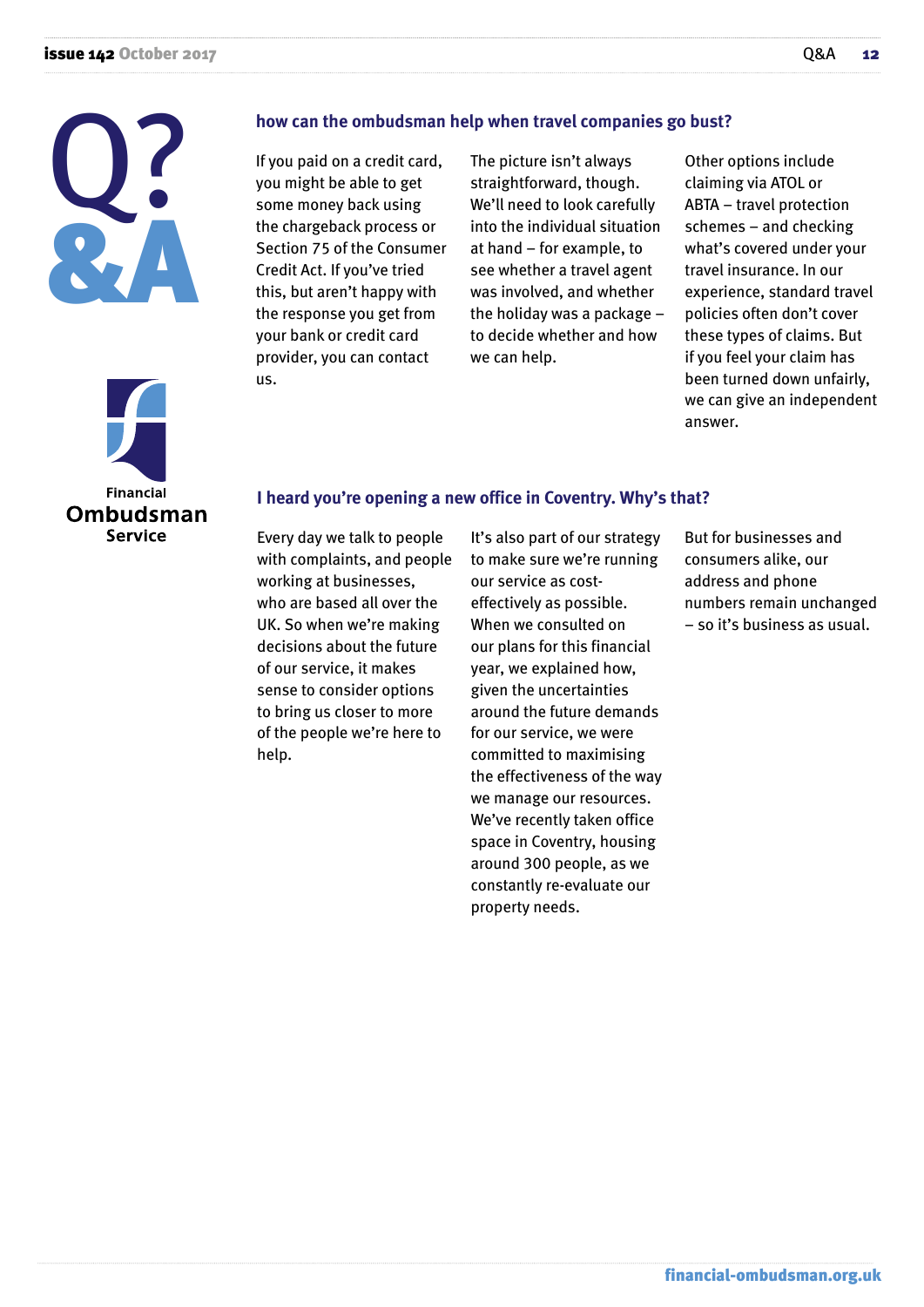# Q? &A

## how can the ombudsman help when travel companies go bust?

If you paid on a credit card, you might be able to get some money back using the chargeback process or Section 75 of the Consumer Credit Act. If you've tried this, but aren't happy with the response you get from your bank or credit card provider, you can contact us.

The picture isn't always straightforward, though. We'll need to look carefully into the individual situation at hand – for example, to see whether a travel agent was involved, and whether the holiday was a package – to decide whether and how we can help.

Other options include claiming via ATOL or ABTA – travel protection schemes – and checking what's covered under your travel insurance. In our experience, standard travel policies often don't cover these types of claims. But if you feel your claim has been turned down unfairly, we can give an independent answer.

## I heard you're opening a new office in Coventry. Why's that?

Every day we talk to people with complaints, and people working at businesses, who are based all over the UK. So when we're making decisions about the future of our service, it makes sense to consider options to bring us closer to more of the people we're here to help.

It's also part of our strategy to make sure we're running our service as cost-effectively as possible. When we consulted on our plans for this financial year, we explained how, given the uncertainties around the future demands for our service, we were committed to maximising the effectiveness of the way we manage our resources. We've recently taken office space in Coventry, housing around 300 people, as we constantly re-evaluate our property needs.

But for businesses and consumers alike, our address and phone numbers remain unchanged – so it's business as usual.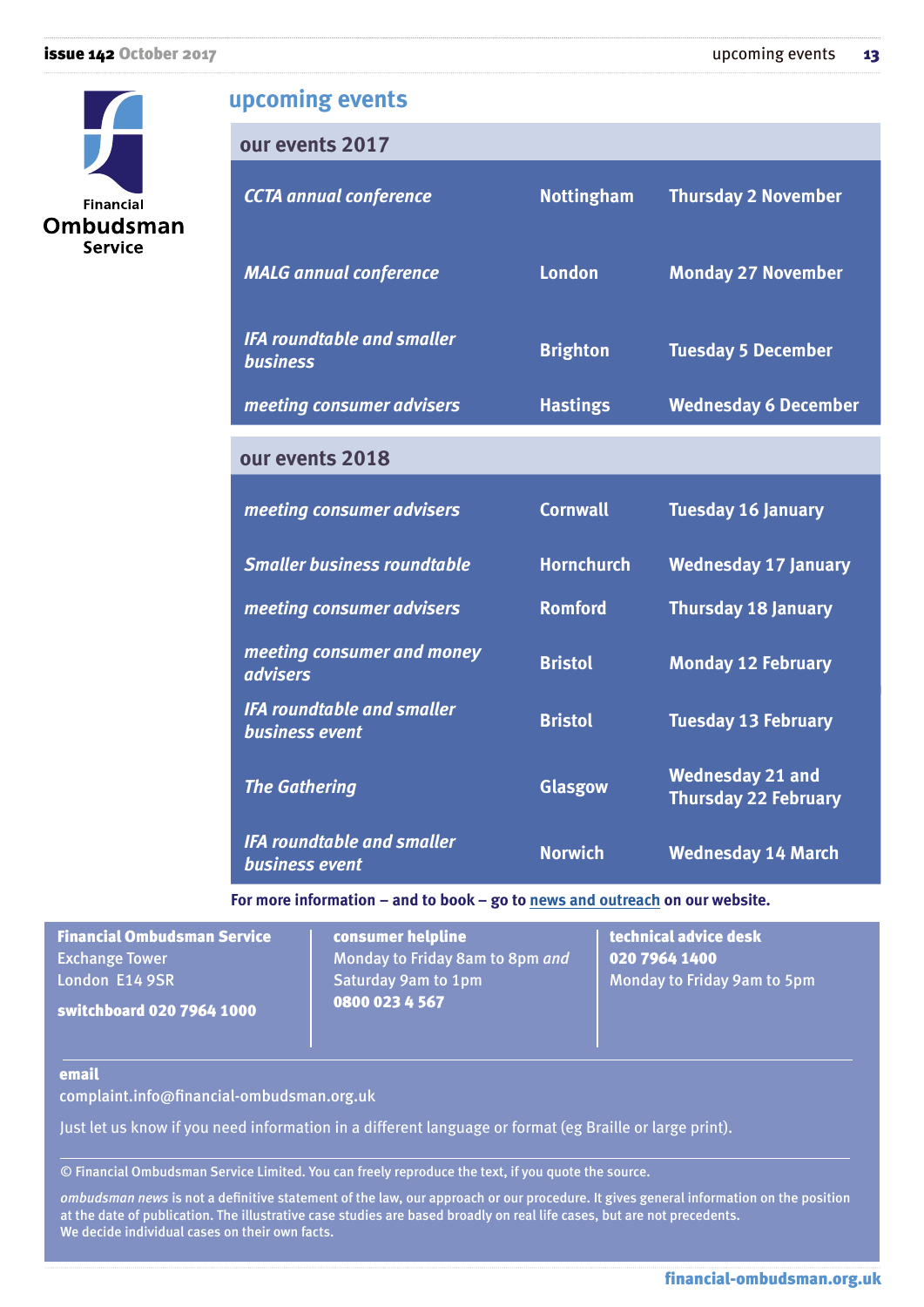Financial Ombudsman Service

# upcoming events

## our events 2017

| | | |
|---|---|---|
| *CCTA annual conference* | Nottingham | Thursday 2 November |
| *MALG annual conference* | London | Monday 27 November |
| *IFA roundtable and smaller business* | Brighton | Tuesday 5 December |
| *meeting consumer advisers* | Hastings | Wednesday 6 December |

## our events 2018

| | | |
|---|---|---|
| *meeting consumer advisers* | Cornwall | Tuesday 16 January |
| *Smaller business roundtable* | Hornchurch | Wednesday 17 January |
| *meeting consumer advisers* | Romford | Thursday 18 January |
| *meeting consumer and money advisers* | Bristol | Monday 12 February |
| *IFA roundtable and smaller business event* | Bristol | Tuesday 13 February |
| *The Gathering* | Glasgow | Wednesday 21 and Thursday 22 February |
| *IFA roundtable and smaller business event* | Norwich | Wednesday 14 March |

**For more information – and to book – go to news and outreach on our website.**

**Financial Ombudsman Service**
Exchange Tower
London E14 9SR

**switchboard 020 7964 1000**

**consumer helpline**
Monday to Friday 8am to 8pm *and* Saturday 9am to 1pm
**0800 023 4 567**

**technical advice desk**
**020 7964 1400**
Monday to Friday 9am to 5pm

**email**
complaint.info@financial-ombudsman.org.uk

Just let us know if you need information in a different language or format (eg Braille or large print).

© Financial Ombudsman Service Limited. You can freely reproduce the text, if you quote the source.

*ombudsman news* is not a definitive statement of the law, our approach or our procedure. It gives general information on the position at the date of publication. The illustrative case studies are based broadly on real life cases, but are not precedents. We decide individual cases on their own facts.

financial-ombudsman.org.uk